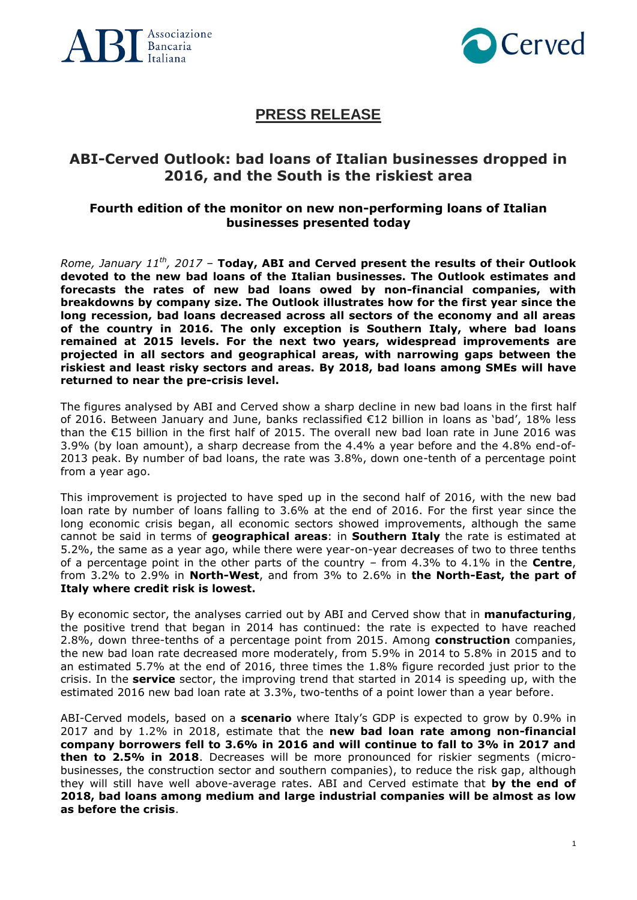# PRESS RELEASE

## ABI-Cerved Outlook: bad loans of Italian businesses dropped in 2016, and the South is the riskiest area

### Fourth edition of the monitor on new non-performing loans of Italian businesses presented today

*Rome, January 11th, 2017* – **Today, ABI and Cerved present the results of their Outlook devoted to the new bad loans of the Italian businesses. The Outlook estimates and forecasts the rates of new bad loans owed by non-financial companies, with breakdowns by company size. The Outlook illustrates how for the first year since the long recession, bad loans decreased across all sectors of the economy and all areas of the country in 2016. The only exception is Southern Italy, where bad loans remained at 2015 levels. For the next two years, widespread improvements are projected in all sectors and geographical areas, with narrowing gaps between the riskiest and least risky sectors and areas. By 2018, bad loans among SMEs will have returned to near the pre-crisis level.**

The figures analysed by ABI and Cerved show a sharp decline in new bad loans in the first half of 2016. Between January and June, banks reclassified €12 billion in loans as 'bad', 18% less than the €15 billion in the first half of 2015. The overall new bad loan rate in June 2016 was 3.9% (by loan amount), a sharp decrease from the 4.4% a year before and the 4.8% end-of-2013 peak. By number of bad loans, the rate was 3.8%, down one-tenth of a percentage point from a year ago.

This improvement is projected to have sped up in the second half of 2016, with the new bad loan rate by number of loans falling to 3.6% at the end of 2016. For the first year since the long economic crisis began, all economic sectors showed improvements, although the same cannot be said in terms of **geographical areas**: in **Southern Italy** the rate is estimated at 5.2%, the same as a year ago, while there were year-on-year decreases of two to three tenths of a percentage point in the other parts of the country – from 4.3% to 4.1% in the **Centre**, from 3.2% to 2.9% in **North-West**, and from 3% to 2.6% in **the North-East, the part of Italy where credit risk is lowest.**

By economic sector, the analyses carried out by ABI and Cerved show that in **manufacturing**, the positive trend that began in 2014 has continued: the rate is expected to have reached 2.8%, down three-tenths of a percentage point from 2015. Among **construction** companies, the new bad loan rate decreased more moderately, from 5.9% in 2014 to 5.8% in 2015 and to an estimated 5.7% at the end of 2016, three times the 1.8% figure recorded just prior to the crisis. In the **service** sector, the improving trend that started in 2014 is speeding up, with the estimated 2016 new bad loan rate at 3.3%, two-tenths of a point lower than a year before.

ABI-Cerved models, based on a **scenario** where Italy's GDP is expected to grow by 0.9% in 2017 and by 1.2% in 2018, estimate that the **new bad loan rate among non-financial company borrowers fell to 3.6% in 2016 and will continue to fall to 3% in 2017 and then to 2.5% in 2018**. Decreases will be more pronounced for riskier segments (micro-businesses, the construction sector and southern companies), to reduce the risk gap, although they will still have well above-average rates. ABI and Cerved estimate that **by the end of 2018, bad loans among medium and large industrial companies will be almost as low as before the crisis**.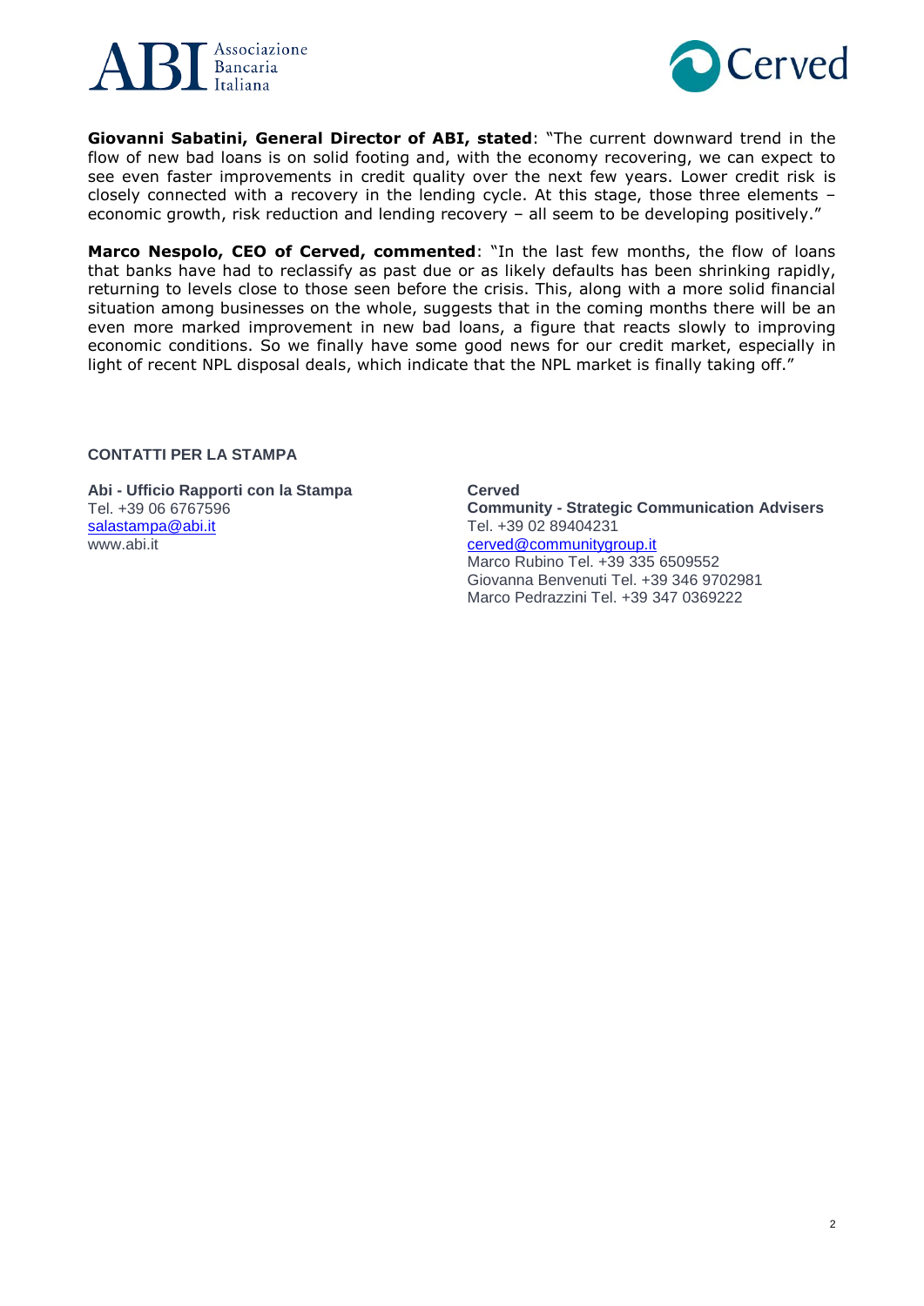**Giovanni Sabatini, General Director of ABI, stated**: "The current downward trend in the flow of new bad loans is on solid footing and, with the economy recovering, we can expect to see even faster improvements in credit quality over the next few years. Lower credit risk is closely connected with a recovery in the lending cycle. At this stage, those three elements – economic growth, risk reduction and lending recovery – all seem to be developing positively."

**Marco Nespolo, CEO of Cerved, commented**: "In the last few months, the flow of loans that banks have had to reclassify as past due or as likely defaults has been shrinking rapidly, returning to levels close to those seen before the crisis. This, along with a more solid financial situation among businesses on the whole, suggests that in the coming months there will be an even more marked improvement in new bad loans, a figure that reacts slowly to improving economic conditions. So we finally have some good news for our credit market, especially in light of recent NPL disposal deals, which indicate that the NPL market is finally taking off."

**CONTATTI PER LA STAMPA**

**Abi - Ufficio Rapporti con la Stampa**
Tel. +39 06 6767596
salastampa@abi.it
www.abi.it

**Cerved**
**Community - Strategic Communication Advisers**
Tel. +39 02 89404231
cerved@communitygroup.it
Marco Rubino Tel. +39 335 6509552
Giovanna Benvenuti Tel. +39 346 9702981
Marco Pedrazzini Tel. +39 347 0369222